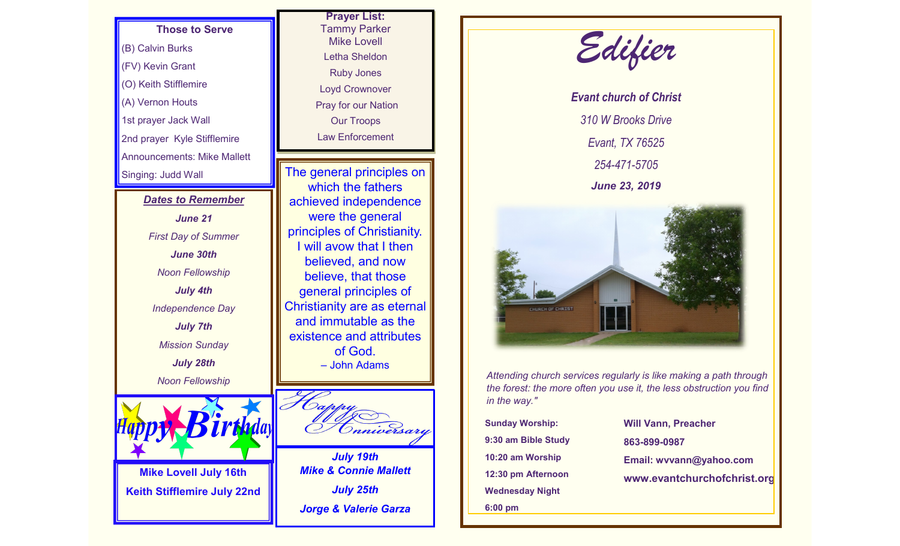### Those to Serve

(B) Calvin Burks
(FV) Kevin Grant
(O) Keith Stifflemire
(A) Vernon Houts
1st prayer Jack Wall
2nd prayer Kyle Stifflemire
Announcements: Mike Mallett
Singing: Judd Wall

### *Dates to Remember*

***June 21***
*First Day of Summer*
***June 30th***
*Noon Fellowship*
***July 4th***
*Independence Day*
***July 7th***
*Mission Sunday*
***July 28th***
*Noon Fellowship*

### Happy Birthday

**Mike Lovell July 16th**
**Keith Stifflemire July 22nd**

### Prayer List:

Tammy Parker
Mike Lovell
Letha Sheldon
Ruby Jones
Loyd Crownover
Pray for our Nation
Our Troops
Law Enforcement

The general principles on which the fathers achieved independence were the general principles of Christianity. I will avow that I then believed, and now believe, that those general principles of Christianity are as eternal and immutable as the existence and attributes of God.
– John Adams

### Happy Anniversary

***July 19th***
***Mike & Connie Mallett***
***July 25th***
***Jorge & Valerie Garza***

# *Edifier*

***Evant church of Christ***
*310 W Brooks Drive*
*Evant, TX 76525*
*254-471-5705*
***June 23, 2019***

*Attending church services regularly is like making a path through the forest: the more often you use it, the less obstruction you find in the way."*

**Sunday Worship:**
**9:30 am Bible Study**
**10:20 am Worship**
**12:30 pm Afternoon**
**Wednesday Night**
**6:00 pm**

**Will Vann, Preacher**
**863-899-0987**
**Email: wvvann@yahoo.com**
**www.evantchurchofchrist.org**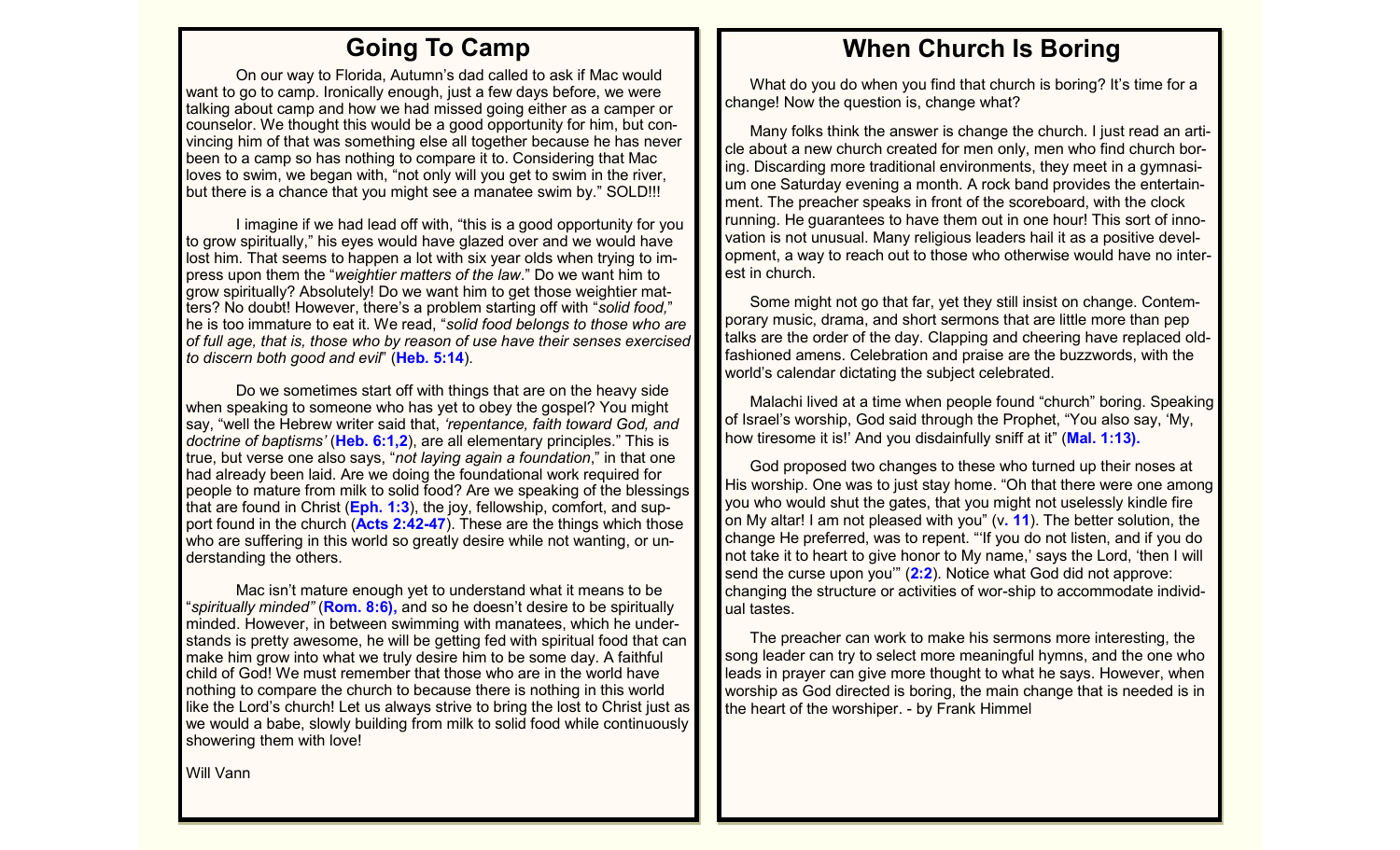## Going To Camp

On our way to Florida, Autumn's dad called to ask if Mac would want to go to camp. Ironically enough, just a few days before, we were talking about camp and how we had missed going either as a camper or counselor. We thought this would be a good opportunity for him, but convincing him of that was something else all together because he has never been to a camp so has nothing to compare it to. Considering that Mac loves to swim, we began with, "not only will you get to swim in the river, but there is a chance that you might see a manatee swim by." SOLD!!!

I imagine if we had lead off with, "this is a good opportunity for you to grow spiritually," his eyes would have glazed over and we would have lost him. That seems to happen a lot with six year olds when trying to impress upon them the "*weightier matters of the law*." Do we want him to grow spiritually? Absolutely! Do we want him to get those weightier matters? No doubt! However, there's a problem starting off with "*solid food,*" he is too immature to eat it. We read, "*solid food belongs to those who are of full age, that is, those who by reason of use have their senses exercised to discern both good and evil*" (**Heb. 5:14**).

Do we sometimes start off with things that are on the heavy side when speaking to someone who has yet to obey the gospel? You might say, "well the Hebrew writer said that, *'repentance, faith toward God, and doctrine of baptisms'* (**Heb. 6:1,2**), are all elementary principles." This is true, but verse one also says, "*not laying again a foundation*," in that one had already been laid. Are we doing the foundational work required for people to mature from milk to solid food? Are we speaking of the blessings that are found in Christ (**Eph. 1:3**), the joy, fellowship, comfort, and support found in the church (**Acts 2:42-47**). These are the things which those who are suffering in this world so greatly desire while not wanting, or understanding the others.

Mac isn't mature enough yet to understand what it means to be "*spiritually minded"* (**Rom. 8:6),** and so he doesn't desire to be spiritually minded. However, in between swimming with manatees, which he understands is pretty awesome, he will be getting fed with spiritual food that can make him grow into what we truly desire him to be some day. A faithful child of God! We must remember that those who are in the world have nothing to compare the church to because there is nothing in this world like the Lord's church! Let us always strive to bring the lost to Christ just as we would a babe, slowly building from milk to solid food while continuously showering them with love!

Will Vann

## When Church Is Boring

What do you do when you find that church is boring? It's time for a change! Now the question is, change what?

Many folks think the answer is change the church. I just read an article about a new church created for men only, men who find church boring. Discarding more traditional environments, they meet in a gymnasium one Saturday evening a month. A rock band provides the entertainment. The preacher speaks in front of the scoreboard, with the clock running. He guarantees to have them out in one hour! This sort of innovation is not unusual. Many religious leaders hail it as a positive development, a way to reach out to those who otherwise would have no interest in church.

Some might not go that far, yet they still insist on change. Contemporary music, drama, and short sermons that are little more than pep talks are the order of the day. Clapping and cheering have replaced old-fashioned amens. Celebration and praise are the buzzwords, with the world's calendar dictating the subject celebrated.

Malachi lived at a time when people found "church" boring. Speaking of Israel's worship, God said through the Prophet, "You also say, 'My, how tiresome it is!' And you disdainfully sniff at it" (**Mal. 1:13).**

God proposed two changes to these who turned up their noses at His worship. One was to just stay home. "Oh that there were one among you who would shut the gates, that you might not uselessly kindle fire on My altar! I am not pleased with you" (v. **11**). The better solution, the change He preferred, was to repent. "'If you do not listen, and if you do not take it to heart to give honor to My name,' says the Lord, 'then I will send the curse upon you'" (**2:2**). Notice what God did not approve: changing the structure or activities of wor-ship to accommodate individual tastes.

The preacher can work to make his sermons more interesting, the song leader can try to select more meaningful hymns, and the one who leads in prayer can give more thought to what he says. However, when worship as God directed is boring, the main change that is needed is in the heart of the worshiper. - by Frank Himmel